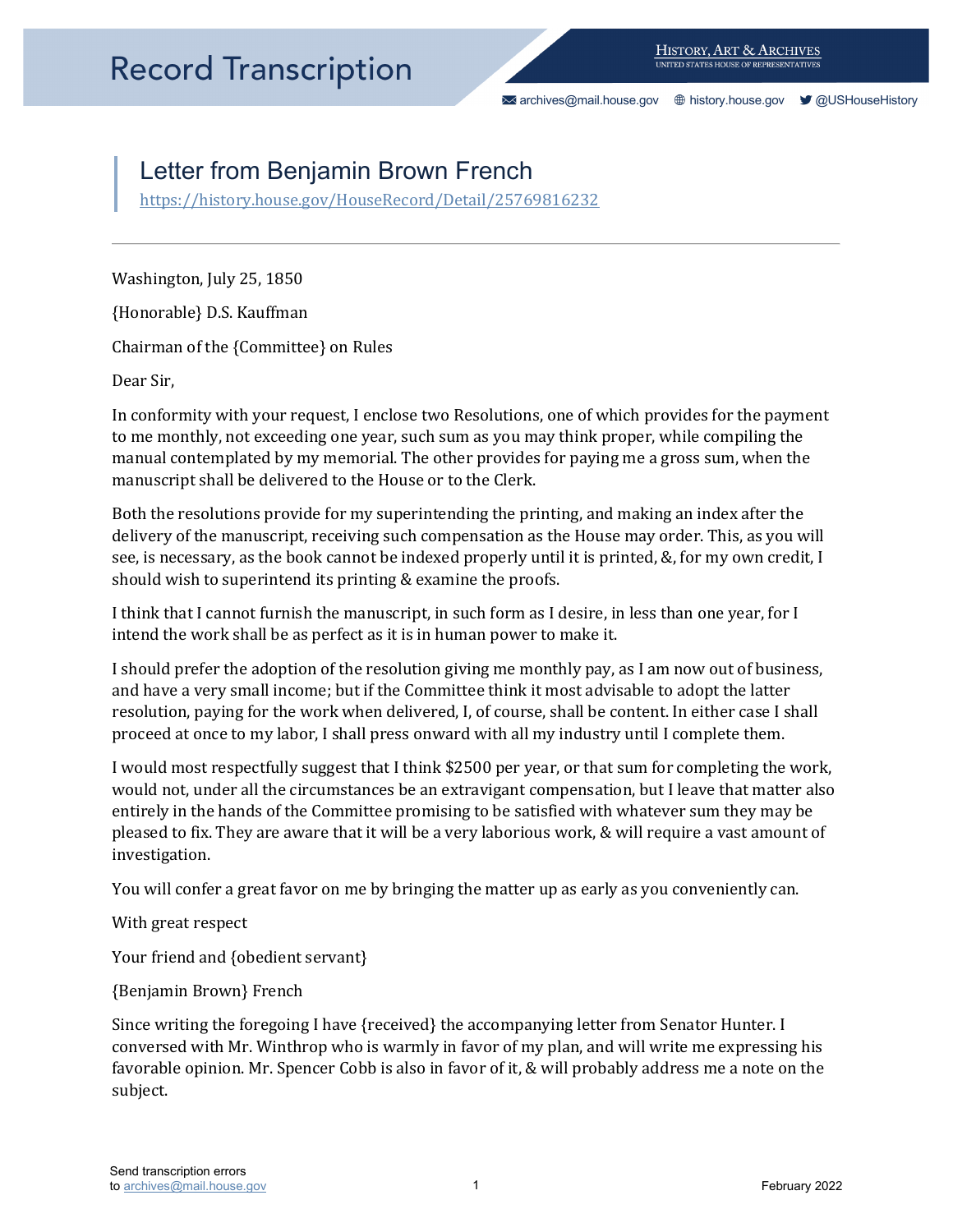# Letter from Benjamin Brown French

https://history.house.gov/HouseRecord/Detail/25769816232

---

Washington, July 25, 1850

{Honorable} D.S. Kauffman

Chairman of the {Committee} on Rules

Dear Sir,

In conformity with your request, I enclose two Resolutions, one of which provides for the payment to me monthly, not exceeding one year, such sum as you may think proper, while compiling the manual contemplated by my memorial. The other provides for paying me a gross sum, when the manuscript shall be delivered to the House or to the Clerk.

Both the resolutions provide for my superintending the printing, and making an index after the delivery of the manuscript, receiving such compensation as the House may order. This, as you will see, is necessary, as the book cannot be indexed properly until it is printed, &, for my own credit, I should wish to superintend its printing & examine the proofs.

I think that I cannot furnish the manuscript, in such form as I desire, in less than one year, for I intend the work shall be as perfect as it is in human power to make it.

I should prefer the adoption of the resolution giving me monthly pay, as I am now out of business, and have a very small income; but if the Committee think it most advisable to adopt the latter resolution, paying for the work when delivered, I, of course, shall be content. In either case I shall proceed at once to my labor, I shall press onward with all my industry until I complete them.

I would most respectfully suggest that I think $2500 per year, or that sum for completing the work, would not, under all the circumstances be an extravigant compensation, but I leave that matter also entirely in the hands of the Committee promising to be satisfied with whatever sum they may be pleased to fix. They are aware that it will be a very laborious work, & will require a vast amount of investigation.

You will confer a great favor on me by bringing the matter up as early as you conveniently can.

With great respect

Your friend and {obedient servant}

{Benjamin Brown} French

Since writing the foregoing I have {received} the accompanying letter from Senator Hunter. I conversed with Mr. Winthrop who is warmly in favor of my plan, and will write me expressing his favorable opinion. Mr. Spencer Cobb is also in favor of it, & will probably address me a note on the subject.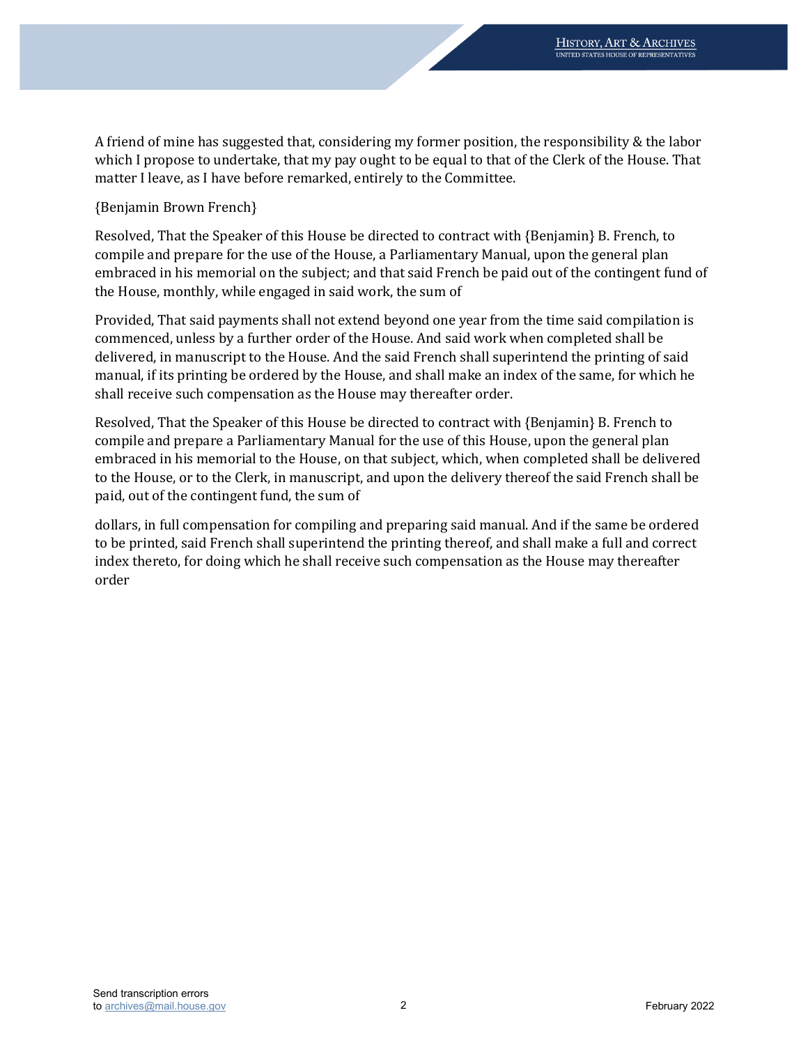A friend of mine has suggested that, considering my former position, the responsibility & the labor which I propose to undertake, that my pay ought to be equal to that of the Clerk of the House. That matter I leave, as I have before remarked, entirely to the Committee.

{Benjamin Brown French}

Resolved, That the Speaker of this House be directed to contract with {Benjamin} B. French, to compile and prepare for the use of the House, a Parliamentary Manual, upon the general plan embraced in his memorial on the subject; and that said French be paid out of the contingent fund of the House, monthly, while engaged in said work, the sum of

Provided, That said payments shall not extend beyond one year from the time said compilation is commenced, unless by a further order of the House. And said work when completed shall be delivered, in manuscript to the House. And the said French shall superintend the printing of said manual, if its printing be ordered by the House, and shall make an index of the same, for which he shall receive such compensation as the House may thereafter order.

Resolved, That the Speaker of this House be directed to contract with {Benjamin} B. French to compile and prepare a Parliamentary Manual for the use of this House, upon the general plan embraced in his memorial to the House, on that subject, which, when completed shall be delivered to the House, or to the Clerk, in manuscript, and upon the delivery thereof the said French shall be paid, out of the contingent fund, the sum of

dollars, in full compensation for compiling and preparing said manual. And if the same be ordered to be printed, said French shall superintend the printing thereof, and shall make a full and correct index thereto, for doing which he shall receive such compensation as the House may thereafter order